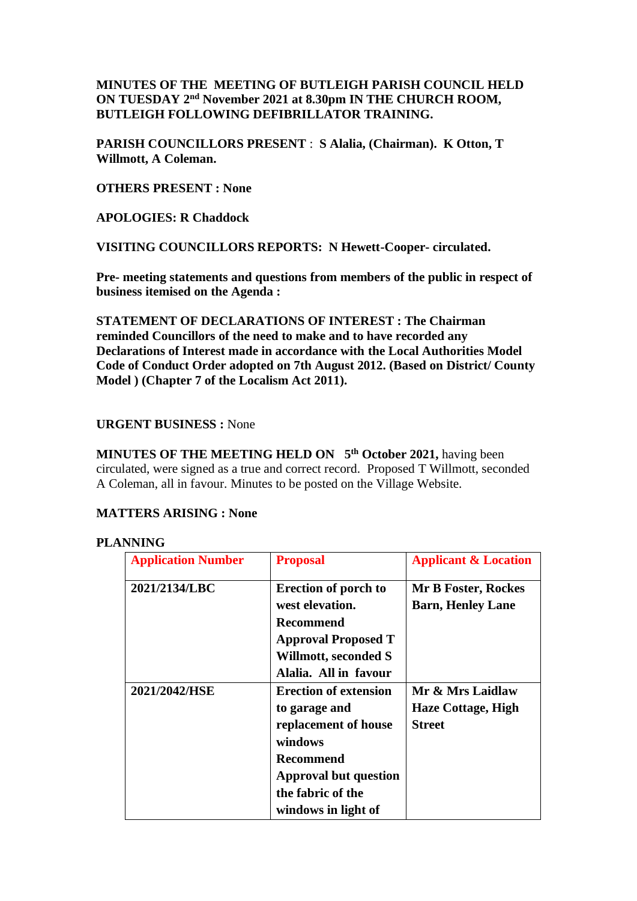**MINUTES OF THE MEETING OF BUTLEIGH PARISH COUNCIL HELD ON TUESDAY 2nd November 2021 at 8.30pm IN THE CHURCH ROOM, BUTLEIGH FOLLOWING DEFIBRILLATOR TRAINING.**

**PARISH COUNCILLORS PRESENT** : **S Alalia, (Chairman). K Otton, T Willmott, A Coleman.**

**OTHERS PRESENT : None**

**APOLOGIES: R Chaddock**

**VISITING COUNCILLORS REPORTS: N Hewett-Cooper- circulated.**

**Pre- meeting statements and questions from members of the public in respect of business itemised on the Agenda :**

**STATEMENT OF DECLARATIONS OF INTEREST : The Chairman reminded Councillors of the need to make and to have recorded any Declarations of Interest made in accordance with the Local Authorities Model Code of Conduct Order adopted on 7th August 2012. (Based on District/ County Model ) (Chapter 7 of the Localism Act 2011).**

**URGENT BUSINESS :** None

**MINUTES OF THE MEETING HELD ON 5th October 2021,** having been circulated, were signed as a true and correct record. Proposed T Willmott, seconded A Coleman, all in favour. Minutes to be posted on the Village Website.

**MATTERS ARISING : None**

**PLANNING**

| Application Number | Proposal | Applicant & Location |
|---|---|---|
| **2021/2134/LBC** | **Erection of porch to west elevation. Recommend Approval Proposed T Willmott, seconded S Alalia. All in favour** | **Mr B Foster, Rockes Barn, Henley Lane** |
| **2021/2042/HSE** | **Erection of extension to garage and replacement of house windows Recommend Approval but question the fabric of the windows in light of** | **Mr & Mrs Laidlaw Haze Cottage, High Street** |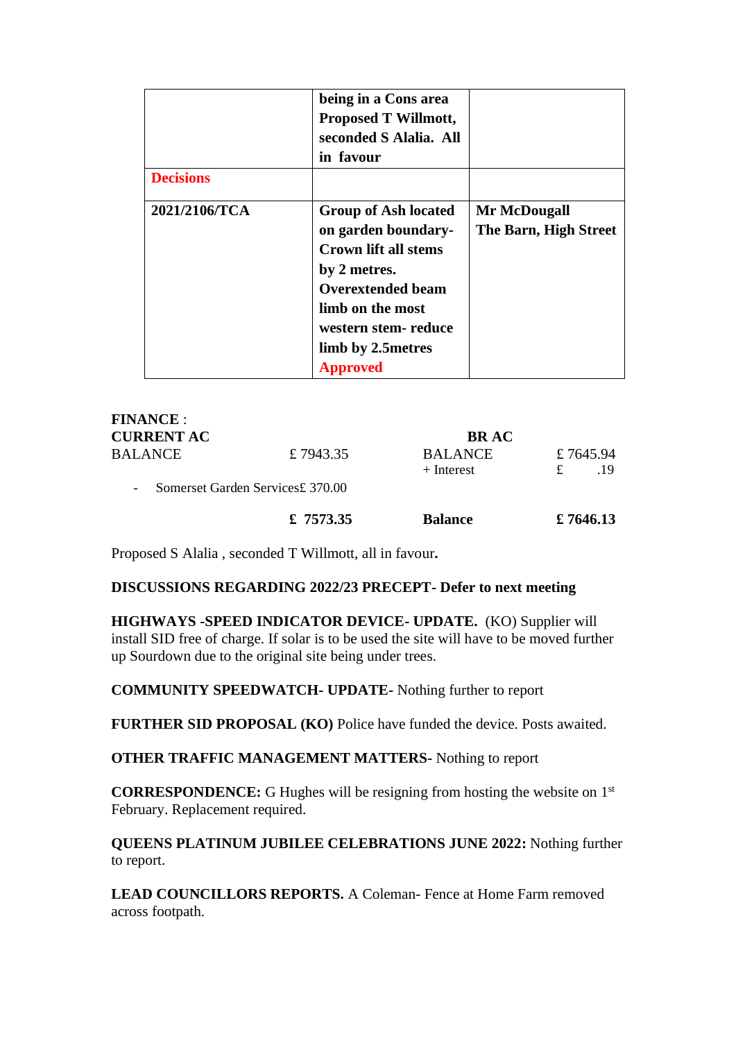|  | **being in a Cons area Proposed T Willmott, seconded S Alalia. All in favour** |  |
|---|---|---|
| **Decisions** |  |  |
| **2021/2106/TCA** | **Group of Ash located on garden boundary- Crown lift all stems by 2 metres. Overextended beam limb on the most western stem- reduce limb by 2.5metres Approved** | **Mr McDougall The Barn, High Street** |

**FINANCE** :

| **CURRENT AC** |  | **BR AC** |  |
|---|---|---|---|
| BALANCE | £ 7943.35 | BALANCE | £ 7645.94 |
|  |  | + Interest | £ .19 |
| - Somerset Garden Services | £ 370.00 |  |  |
|  | **£ 7573.35** | **Balance** | **£ 7646.13** |

Proposed S Alalia , seconded T Willmott, all in favour**.**

**DISCUSSIONS REGARDING 2022/23 PRECEPT- Defer to next meeting**

**HIGHWAYS -SPEED INDICATOR DEVICE- UPDATE.** (KO) Supplier will install SID free of charge. If solar is to be used the site will have to be moved further up Sourdown due to the original site being under trees.

**COMMUNITY SPEEDWATCH- UPDATE-** Nothing further to report

**FURTHER SID PROPOSAL (KO)** Police have funded the device. Posts awaited.

**OTHER TRAFFIC MANAGEMENT MATTERS-** Nothing to report

**CORRESPONDENCE:** G Hughes will be resigning from hosting the website on 1st February. Replacement required.

**QUEENS PLATINUM JUBILEE CELEBRATIONS JUNE 2022:** Nothing further to report.

**LEAD COUNCILLORS REPORTS.** A Coleman- Fence at Home Farm removed across footpath.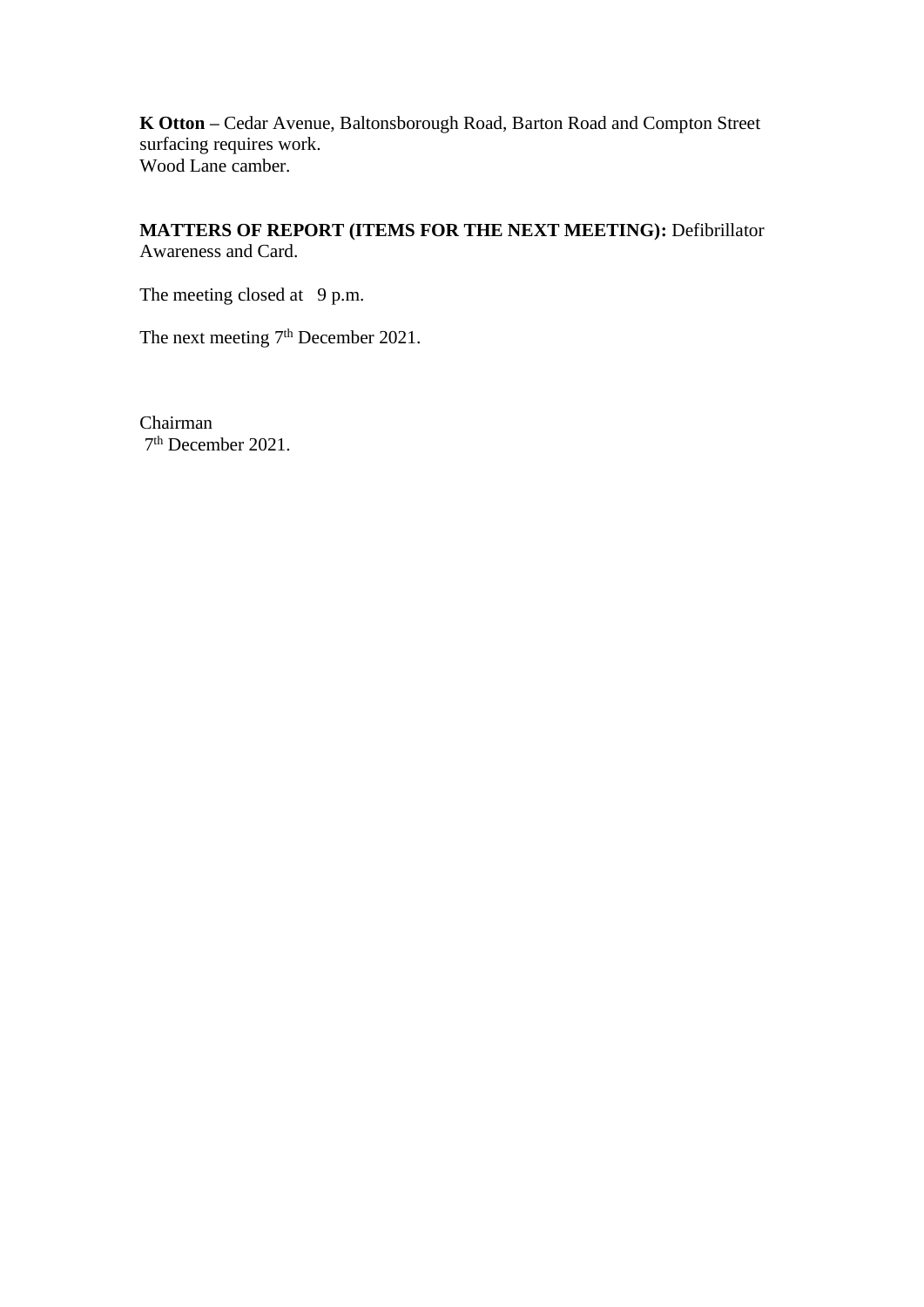**K Otton –** Cedar Avenue, Baltonsborough Road, Barton Road and Compton Street surfacing requires work.
Wood Lane camber.

**MATTERS OF REPORT (ITEMS FOR THE NEXT MEETING):** Defibrillator Awareness and Card.

The meeting closed at 9 p.m.

The next meeting 7th December 2021.

Chairman
7th December 2021.